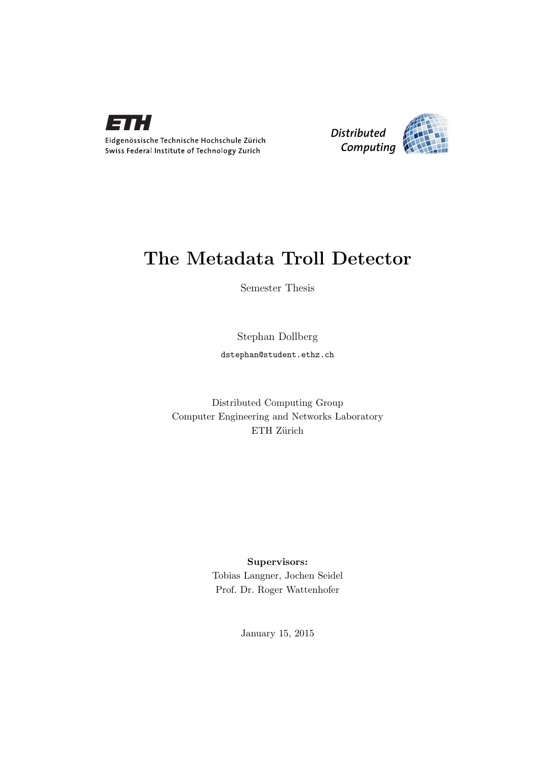Eidgenössische Technische Hochschule Zürich
Swiss Federal Institute of Technology Zurich

Distributed Computing

# The Metadata Troll Detector

Semester Thesis

Stephan Dollberg

dstephan@student.ethz.ch

Distributed Computing Group
Computer Engineering and Networks Laboratory
ETH Zürich

**Supervisors:**
Tobias Langner, Jochen Seidel
Prof. Dr. Roger Wattenhofer

January 15, 2015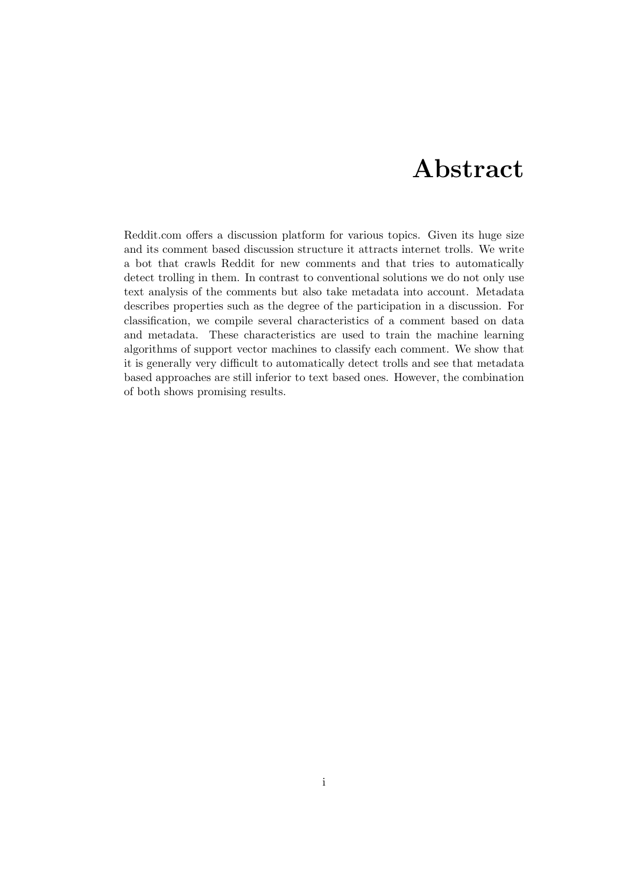# Abstract

Reddit.com offers a discussion platform for various topics. Given its huge size and its comment based discussion structure it attracts internet trolls. We write a bot that crawls Reddit for new comments and that tries to automatically detect trolling in them. In contrast to conventional solutions we do not only use text analysis of the comments but also take metadata into account. Metadata describes properties such as the degree of the participation in a discussion. For classification, we compile several characteristics of a comment based on data and metadata. These characteristics are used to train the machine learning algorithms of support vector machines to classify each comment. We show that it is generally very difficult to automatically detect trolls and see that metadata based approaches are still inferior to text based ones. However, the combination of both shows promising results.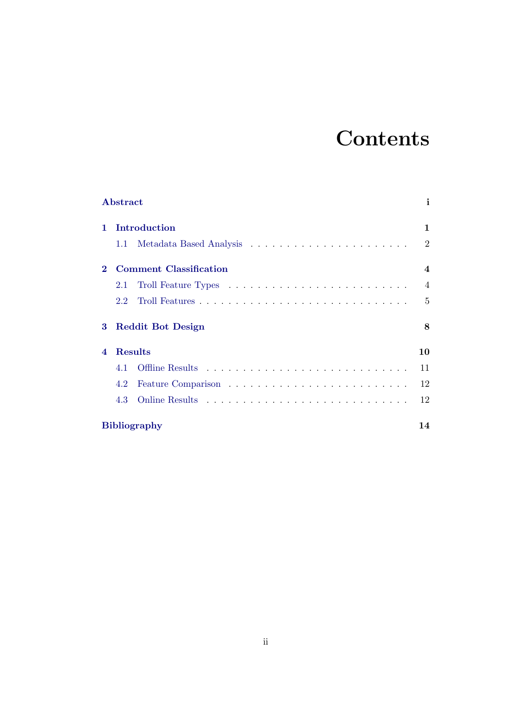# Contents

**Abstract** **i**

**1 Introduction** **1**

1.1 Metadata Based Analysis . . . . . . . . . . . . . . . . . . . . . . 2

**2 Comment Classification** **4**

2.1 Troll Feature Types . . . . . . . . . . . . . . . . . . . . . . . . 4

2.2 Troll Features . . . . . . . . . . . . . . . . . . . . . . . . . . . 5

**3 Reddit Bot Design** **8**

**4 Results** **10**

4.1 Offline Results . . . . . . . . . . . . . . . . . . . . . . . . . . 11

4.2 Feature Comparison . . . . . . . . . . . . . . . . . . . . . . . . 12

4.3 Online Results . . . . . . . . . . . . . . . . . . . . . . . . . . 12

**Bibliography** **14**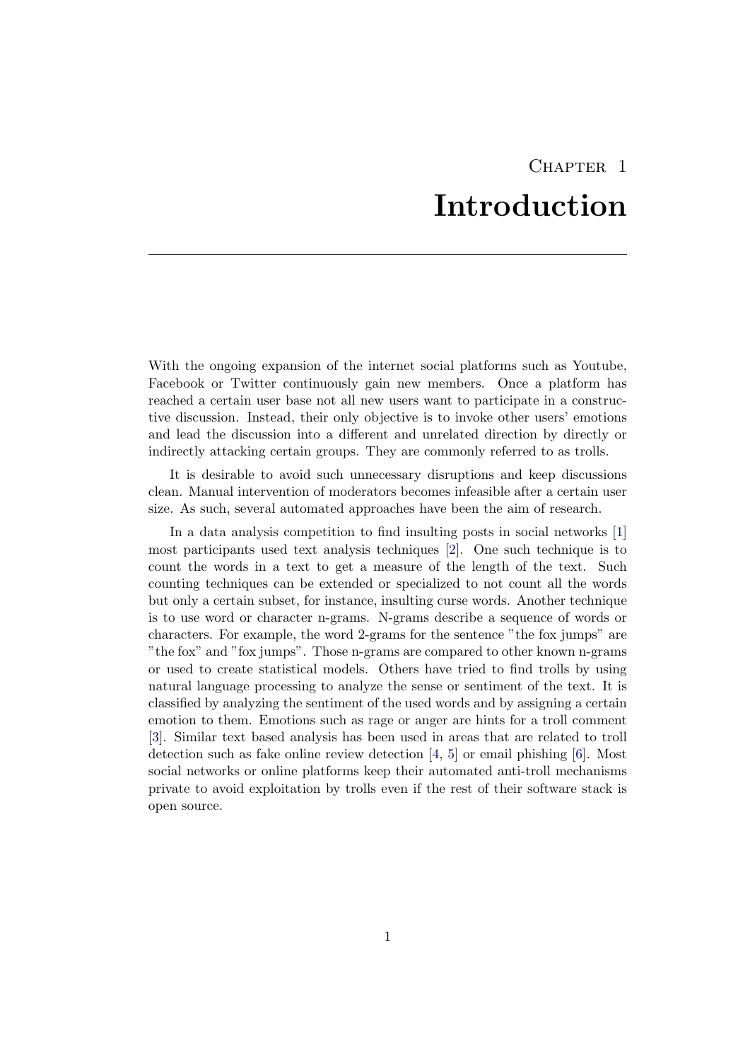# Chapter 1 Introduction

With the ongoing expansion of the internet social platforms such as Youtube, Facebook or Twitter continuously gain new members. Once a platform has reached a certain user base not all new users want to participate in a constructive discussion. Instead, their only objective is to invoke other users' emotions and lead the discussion into a different and unrelated direction by directly or indirectly attacking certain groups. They are commonly referred to as trolls.

It is desirable to avoid such unnecessary disruptions and keep discussions clean. Manual intervention of moderators becomes infeasible after a certain user size. As such, several automated approaches have been the aim of research.

In a data analysis competition to find insulting posts in social networks [1] most participants used text analysis techniques [2]. One such technique is to count the words in a text to get a measure of the length of the text. Such counting techniques can be extended or specialized to not count all the words but only a certain subset, for instance, insulting curse words. Another technique is to use word or character n-grams. N-grams describe a sequence of words or characters. For example, the word 2-grams for the sentence "the fox jumps" are "the fox" and "fox jumps". Those n-grams are compared to other known n-grams or used to create statistical models. Others have tried to find trolls by using natural language processing to analyze the sense or sentiment of the text. It is classified by analyzing the sentiment of the used words and by assigning a certain emotion to them. Emotions such as rage or anger are hints for a troll comment [3]. Similar text based analysis has been used in areas that are related to troll detection such as fake online review detection [4, 5] or email phishing [6]. Most social networks or online platforms keep their automated anti-troll mechanisms private to avoid exploitation by trolls even if the rest of their software stack is open source.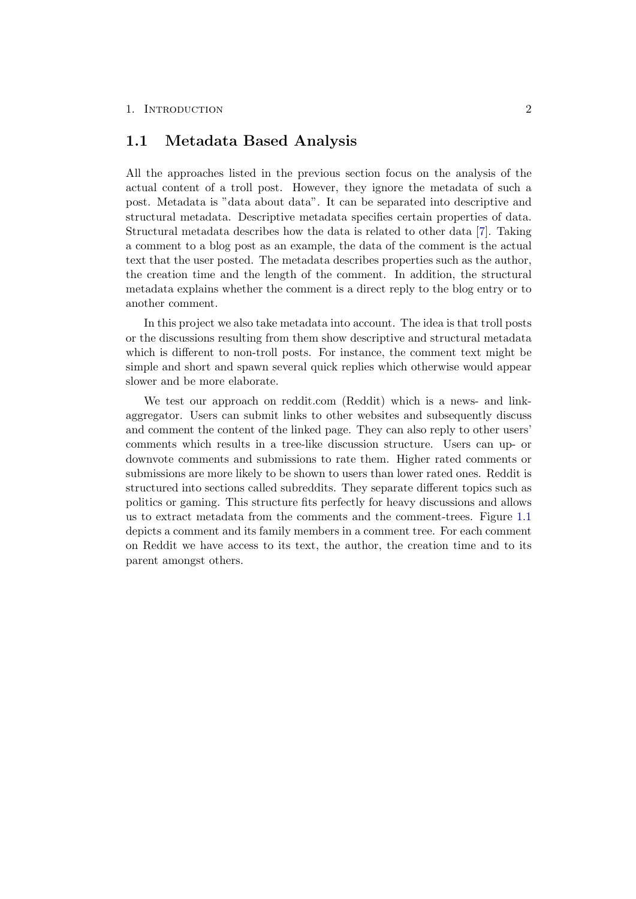## 1.1 Metadata Based Analysis

All the approaches listed in the previous section focus on the analysis of the actual content of a troll post. However, they ignore the metadata of such a post. Metadata is "data about data". It can be separated into descriptive and structural metadata. Descriptive metadata specifies certain properties of data. Structural metadata describes how the data is related to other data [7]. Taking a comment to a blog post as an example, the data of the comment is the actual text that the user posted. The metadata describes properties such as the author, the creation time and the length of the comment. In addition, the structural metadata explains whether the comment is a direct reply to the blog entry or to another comment.

In this project we also take metadata into account. The idea is that troll posts or the discussions resulting from them show descriptive and structural metadata which is different to non-troll posts. For instance, the comment text might be simple and short and spawn several quick replies which otherwise would appear slower and be more elaborate.

We test our approach on reddit.com (Reddit) which is a news- and link-aggregator. Users can submit links to other websites and subsequently discuss and comment the content of the linked page. They can also reply to other users' comments which results in a tree-like discussion structure. Users can up- or downvote comments and submissions to rate them. Higher rated comments or submissions are more likely to be shown to users than lower rated ones. Reddit is structured into sections called subreddits. They separate different topics such as politics or gaming. This structure fits perfectly for heavy discussions and allows us to extract metadata from the comments and the comment-trees. Figure 1.1 depicts a comment and its family members in a comment tree. For each comment on Reddit we have access to its text, the author, the creation time and to its parent amongst others.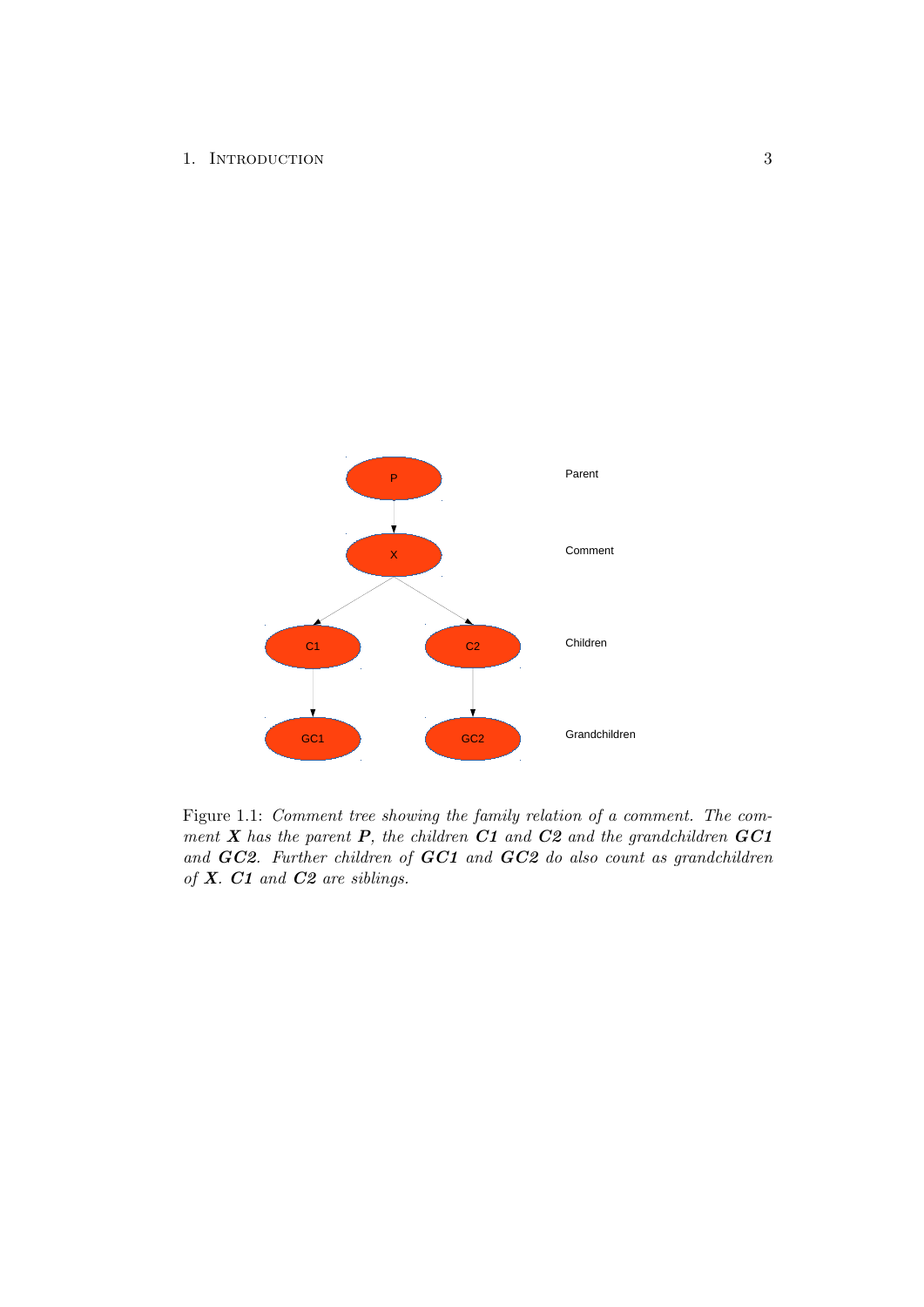Figure 1.1: *Comment tree showing the family relation of a comment. The comment* ***X*** *has the parent* ***P****, the children* ***C1*** *and* ***C2*** *and the grandchildren* ***GC1*** *and* ***GC2****. Further children of* ***GC1*** *and* ***GC2*** *do also count as grandchildren of* ***X****.* ***C1*** *and* ***C2*** *are siblings.*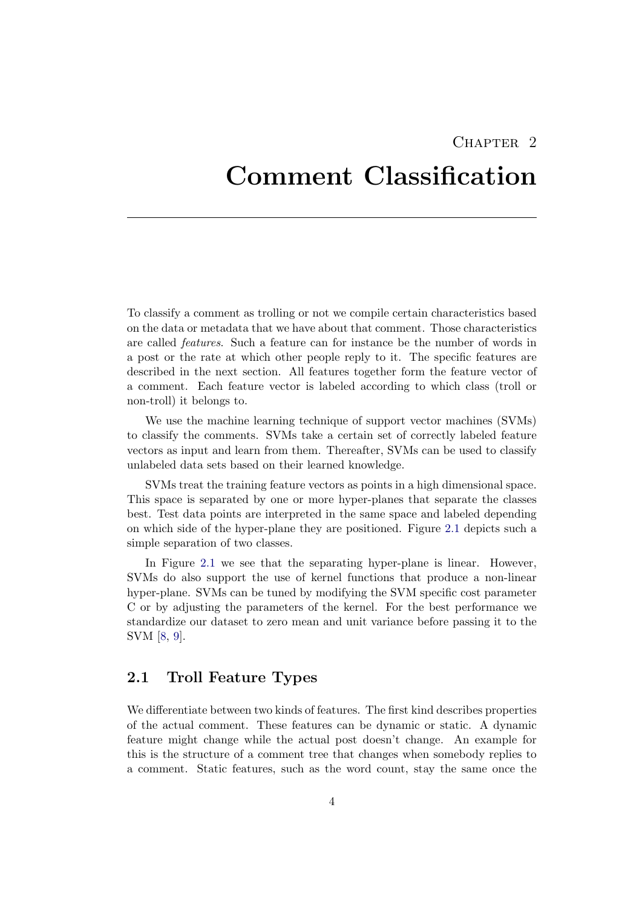# Chapter 2
# Comment Classification

To classify a comment as trolling or not we compile certain characteristics based on the data or metadata that we have about that comment. Those characteristics are called *features*. Such a feature can for instance be the number of words in a post or the rate at which other people reply to it. The specific features are described in the next section. All features together form the feature vector of a comment. Each feature vector is labeled according to which class (troll or non-troll) it belongs to.

We use the machine learning technique of support vector machines (SVMs) to classify the comments. SVMs take a certain set of correctly labeled feature vectors as input and learn from them. Thereafter, SVMs can be used to classify unlabeled data sets based on their learned knowledge.

SVMs treat the training feature vectors as points in a high dimensional space. This space is separated by one or more hyper-planes that separate the classes best. Test data points are interpreted in the same space and labeled depending on which side of the hyper-plane they are positioned. Figure 2.1 depicts such a simple separation of two classes.

In Figure 2.1 we see that the separating hyper-plane is linear. However, SVMs do also support the use of kernel functions that produce a non-linear hyper-plane. SVMs can be tuned by modifying the SVM specific cost parameter C or by adjusting the parameters of the kernel. For the best performance we standardize our dataset to zero mean and unit variance before passing it to the SVM [8, 9].

## 2.1 Troll Feature Types

We differentiate between two kinds of features. The first kind describes properties of the actual comment. These features can be dynamic or static. A dynamic feature might change while the actual post doesn't change. An example for this is the structure of a comment tree that changes when somebody replies to a comment. Static features, such as the word count, stay the same once the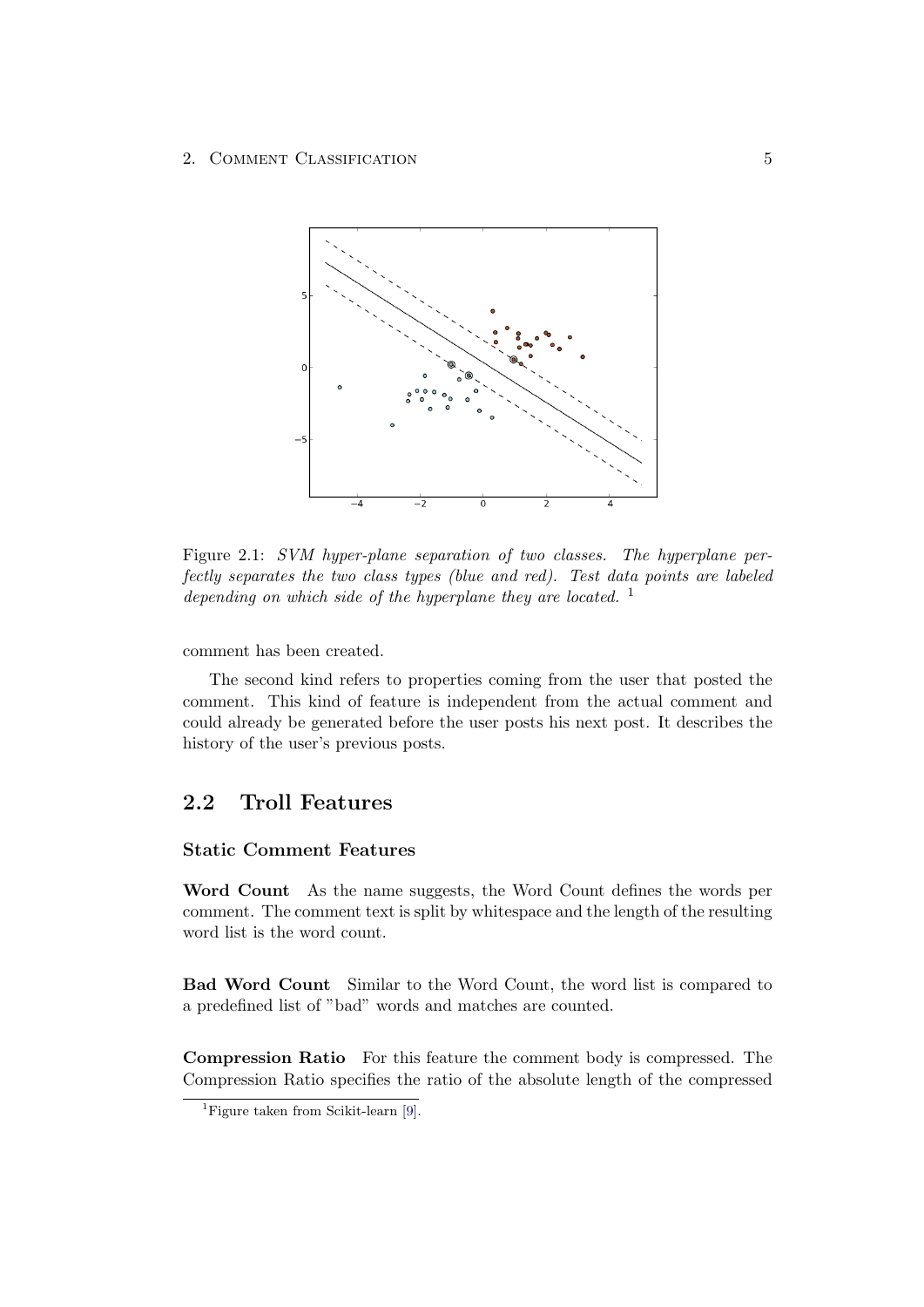Figure 2.1: *SVM hyper-plane separation of two classes. The hyperplane perfectly separates the two class types (blue and red). Test data points are labeled depending on which side of the hyperplane they are located.* [1]

comment has been created.

The second kind refers to properties coming from the user that posted the comment. This kind of feature is independent from the actual comment and could already be generated before the user posts his next post. It describes the history of the user's previous posts.

## 2.2 Troll Features

### Static Comment Features

**Word Count** As the name suggests, the Word Count defines the words per comment. The comment text is split by whitespace and the length of the resulting word list is the word count.

**Bad Word Count** Similar to the Word Count, the word list is compared to a predefined list of "bad" words and matches are counted.

**Compression Ratio** For this feature the comment body is compressed. The Compression Ratio specifies the ratio of the absolute length of the compressed

[1] Figure taken from Scikit-learn [9].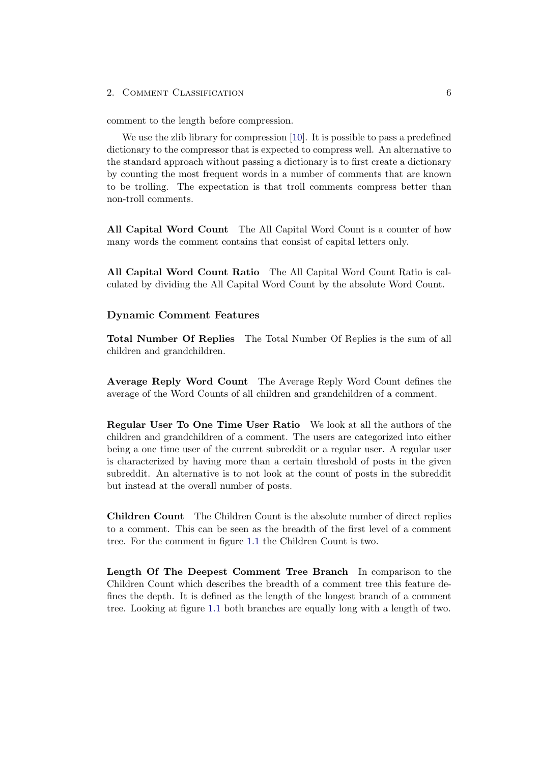comment to the length before compression.

We use the zlib library for compression [10]. It is possible to pass a predefined dictionary to the compressor that is expected to compress well. An alternative to the standard approach without passing a dictionary is to first create a dictionary by counting the most frequent words in a number of comments that are known to be trolling. The expectation is that troll comments compress better than non-troll comments.

**All Capital Word Count** The All Capital Word Count is a counter of how many words the comment contains that consist of capital letters only.

**All Capital Word Count Ratio** The All Capital Word Count Ratio is calculated by dividing the All Capital Word Count by the absolute Word Count.

### Dynamic Comment Features

**Total Number Of Replies** The Total Number Of Replies is the sum of all children and grandchildren.

**Average Reply Word Count** The Average Reply Word Count defines the average of the Word Counts of all children and grandchildren of a comment.

**Regular User To One Time User Ratio** We look at all the authors of the children and grandchildren of a comment. The users are categorized into either being a one time user of the current subreddit or a regular user. A regular user is characterized by having more than a certain threshold of posts in the given subreddit. An alternative is to not look at the count of posts in the subreddit but instead at the overall number of posts.

**Children Count** The Children Count is the absolute number of direct replies to a comment. This can be seen as the breadth of the first level of a comment tree. For the comment in figure 1.1 the Children Count is two.

**Length Of The Deepest Comment Tree Branch** In comparison to the Children Count which describes the breadth of a comment tree this feature defines the depth. It is defined as the length of the longest branch of a comment tree. Looking at figure 1.1 both branches are equally long with a length of two.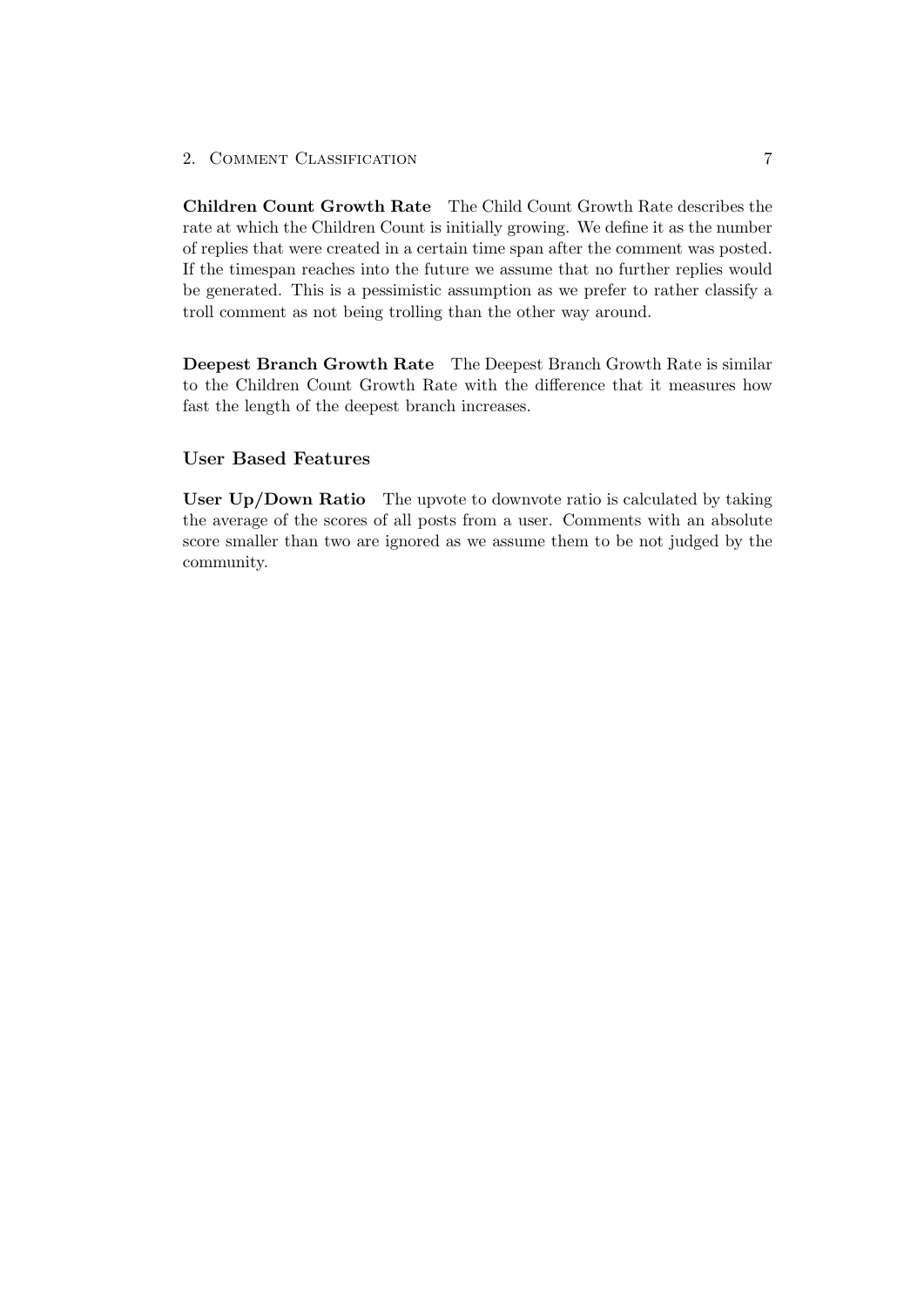**Children Count Growth Rate** The Child Count Growth Rate describes the rate at which the Children Count is initially growing. We define it as the number of replies that were created in a certain time span after the comment was posted. If the timespan reaches into the future we assume that no further replies would be generated. This is a pessimistic assumption as we prefer to rather classify a troll comment as not being trolling than the other way around.

**Deepest Branch Growth Rate** The Deepest Branch Growth Rate is similar to the Children Count Growth Rate with the difference that it measures how fast the length of the deepest branch increases.

### User Based Features

**User Up/Down Ratio** The upvote to downvote ratio is calculated by taking the average of the scores of all posts from a user. Comments with an absolute score smaller than two are ignored as we assume them to be not judged by the community.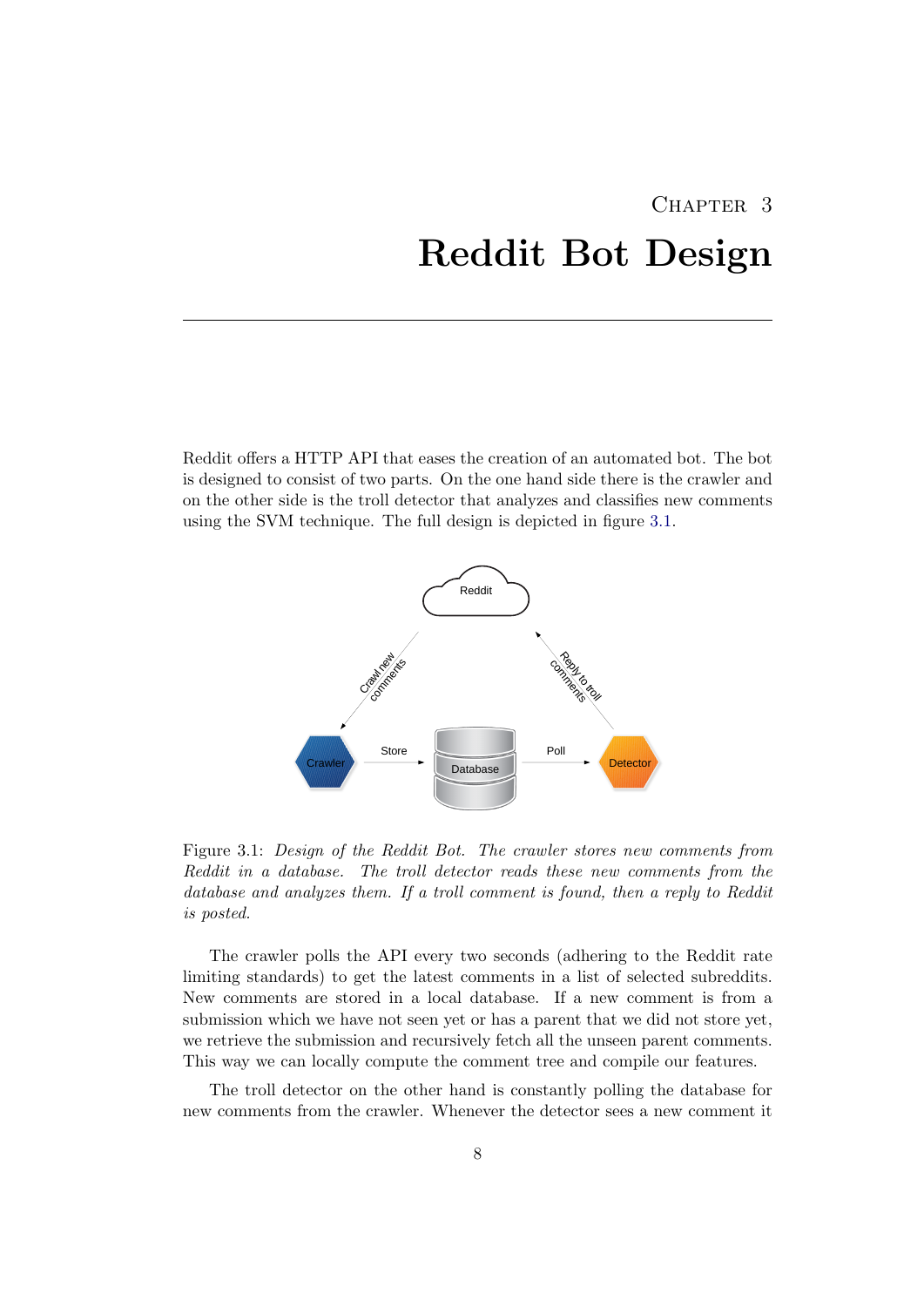# Chapter 3
# Reddit Bot Design

Reddit offers a HTTP API that eases the creation of an automated bot. The bot is designed to consist of two parts. On the one hand side there is the crawler and on the other side is the troll detector that analyzes and classifies new comments using the SVM technique. The full design is depicted in figure 3.1.

Figure 3.1: *Design of the Reddit Bot. The crawler stores new comments from Reddit in a database. The troll detector reads these new comments from the database and analyzes them. If a troll comment is found, then a reply to Reddit is posted.*

The crawler polls the API every two seconds (adhering to the Reddit rate limiting standards) to get the latest comments in a list of selected subreddits. New comments are stored in a local database. If a new comment is from a submission which we have not seen yet or has a parent that we did not store yet, we retrieve the submission and recursively fetch all the unseen parent comments. This way we can locally compute the comment tree and compile our features.

The troll detector on the other hand is constantly polling the database for new comments from the crawler. Whenever the detector sees a new comment it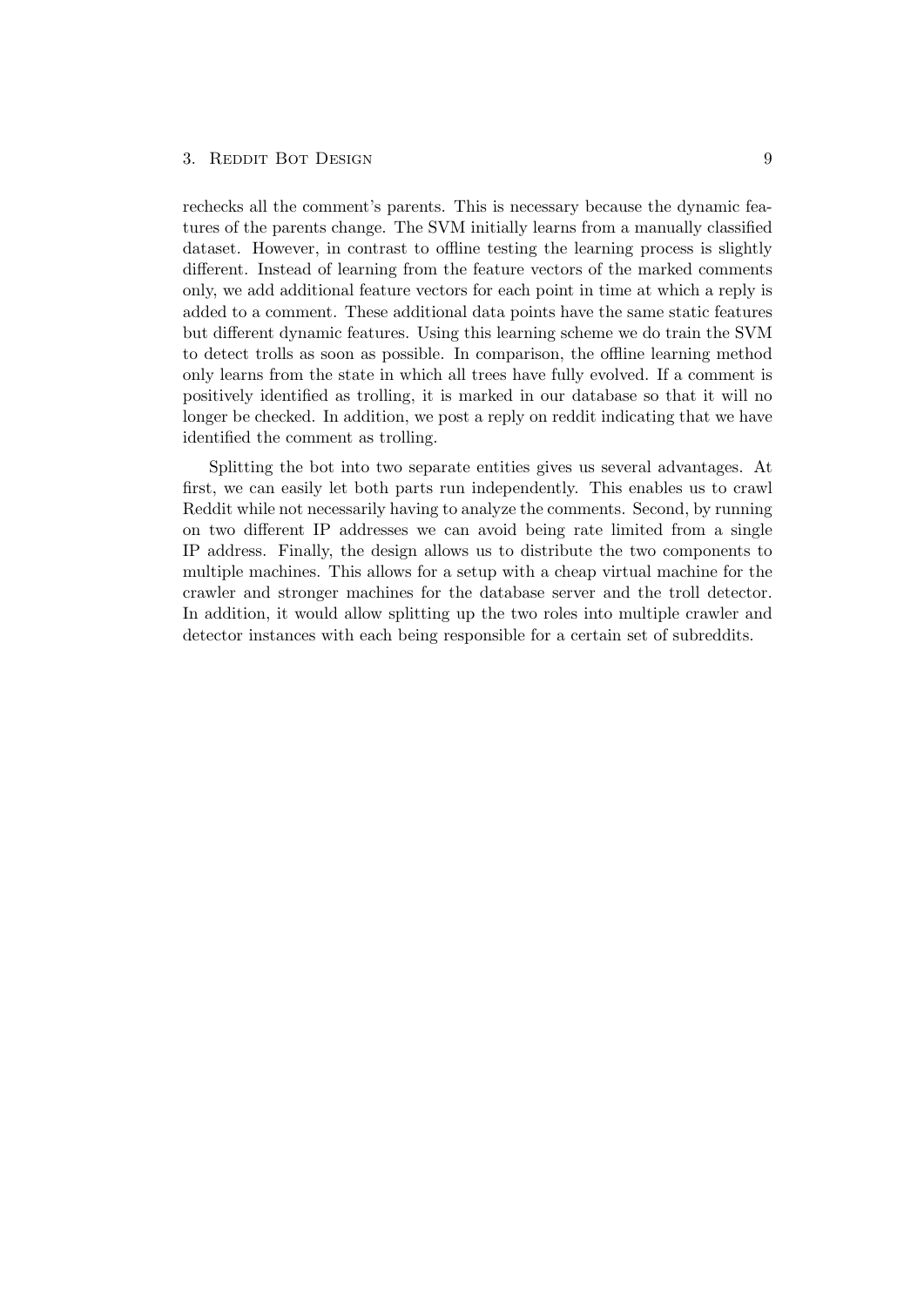rechecks all the comment's parents. This is necessary because the dynamic features of the parents change. The SVM initially learns from a manually classified dataset. However, in contrast to offline testing the learning process is slightly different. Instead of learning from the feature vectors of the marked comments only, we add additional feature vectors for each point in time at which a reply is added to a comment. These additional data points have the same static features but different dynamic features. Using this learning scheme we do train the SVM to detect trolls as soon as possible. In comparison, the offline learning method only learns from the state in which all trees have fully evolved. If a comment is positively identified as trolling, it is marked in our database so that it will no longer be checked. In addition, we post a reply on reddit indicating that we have identified the comment as trolling.

Splitting the bot into two separate entities gives us several advantages. At first, we can easily let both parts run independently. This enables us to crawl Reddit while not necessarily having to analyze the comments. Second, by running on two different IP addresses we can avoid being rate limited from a single IP address. Finally, the design allows us to distribute the two components to multiple machines. This allows for a setup with a cheap virtual machine for the crawler and stronger machines for the database server and the troll detector. In addition, it would allow splitting up the two roles into multiple crawler and detector instances with each being responsible for a certain set of subreddits.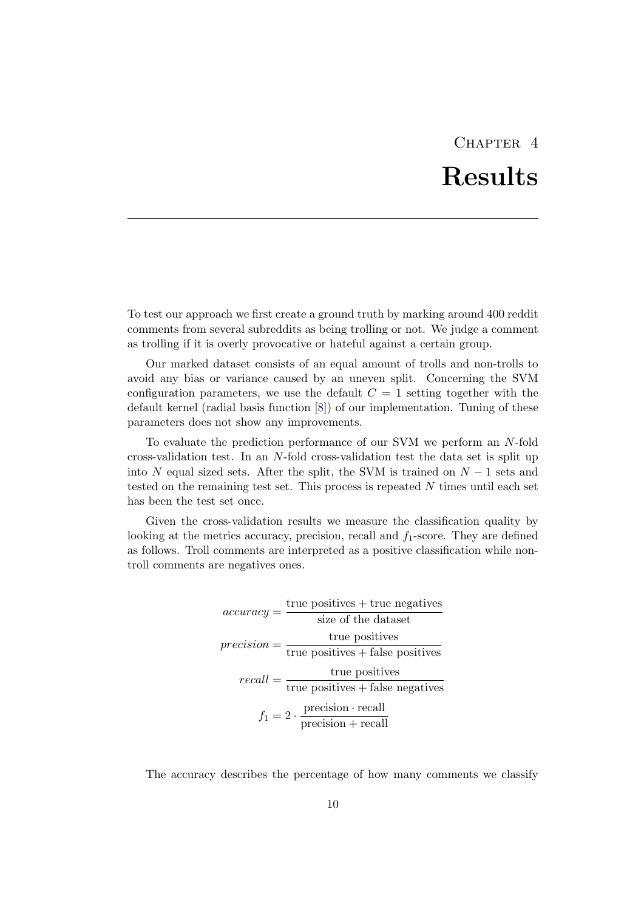# Chapter 4

# Results

To test our approach we first create a ground truth by marking around 400 reddit comments from several subreddits as being trolling or not. We judge a comment as trolling if it is overly provocative or hateful against a certain group.

Our marked dataset consists of an equal amount of trolls and non-trolls to avoid any bias or variance caused by an uneven split. Concerning the SVM configuration parameters, we use the default $C = 1$ setting together with the default kernel (radial basis function [8]) of our implementation. Tuning of these parameters does not show any improvements.

To evaluate the prediction performance of our SVM we perform an $N$-fold cross-validation test. In an $N$-fold cross-validation test the data set is split up into $N$ equal sized sets. After the split, the SVM is trained on $N - 1$ sets and tested on the remaining test set. This process is repeated $N$ times until each set has been the test set once.

Given the cross-validation results we measure the classification quality by looking at the metrics accuracy, precision, recall and $f_1$-score. They are defined as follows. Troll comments are interpreted as a positive classification while non-troll comments are negatives ones.

$$accuracy = \frac{\text{true positives} + \text{true negatives}}{\text{size of the dataset}}$$

$$precision = \frac{\text{true positives}}{\text{true positives} + \text{false positives}}$$

$$recall = \frac{\text{true positives}}{\text{true positives} + \text{false negatives}}$$

$$f_1 = 2 \cdot \frac{\text{precision} \cdot \text{recall}}{\text{precision} + \text{recall}}$$

The accuracy describes the percentage of how many comments we classify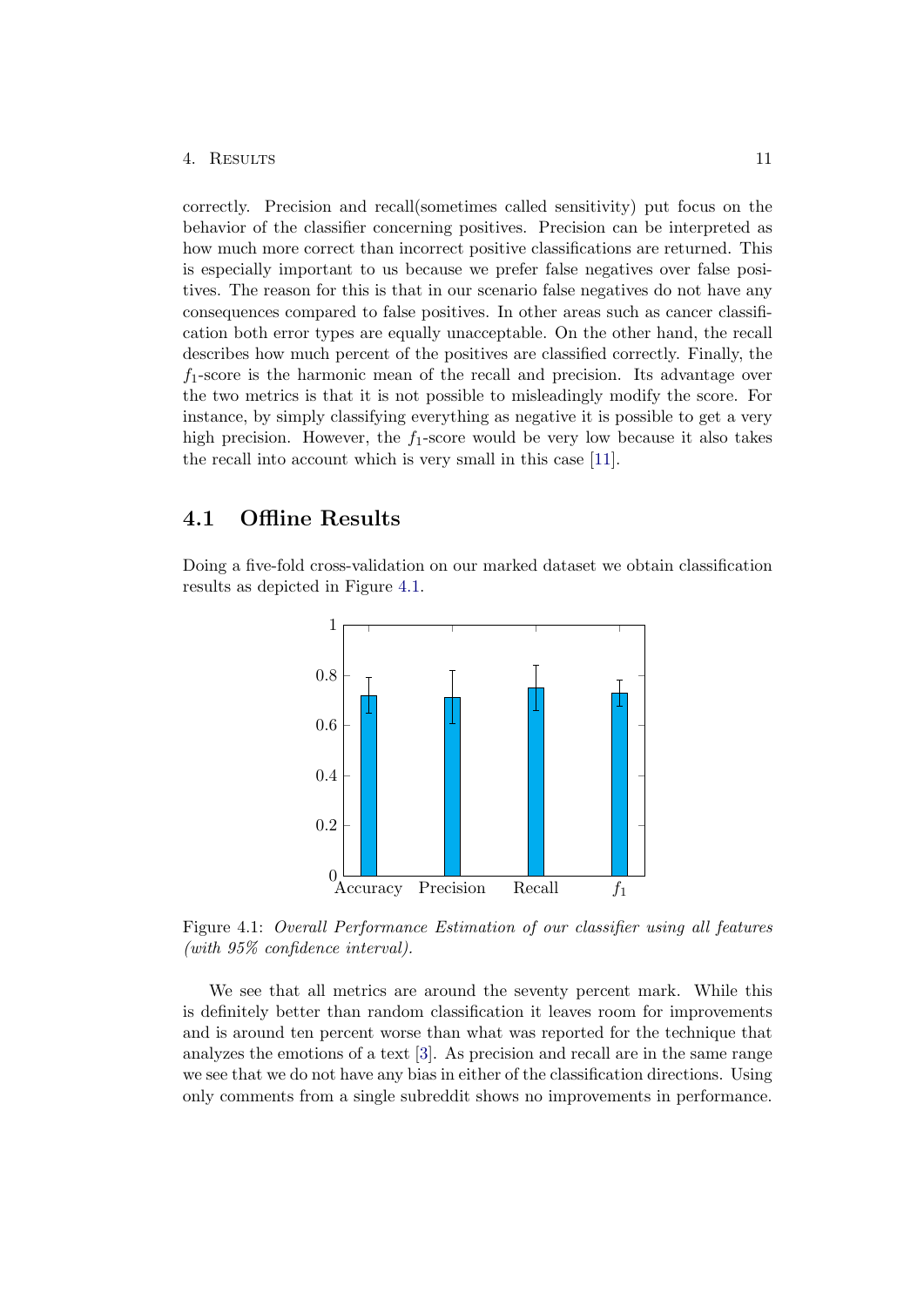correctly. Precision and recall(sometimes called sensitivity) put focus on the behavior of the classifier concerning positives. Precision can be interpreted as how much more correct than incorrect positive classifications are returned. This is especially important to us because we prefer false negatives over false positives. The reason for this is that in our scenario false negatives do not have any consequences compared to false positives. In other areas such as cancer classification both error types are equally unacceptable. On the other hand, the recall describes how much percent of the positives are classified correctly. Finally, the $f_1$-score is the harmonic mean of the recall and precision. Its advantage over the two metrics is that it is not possible to misleadingly modify the score. For instance, by simply classifying everything as negative it is possible to get a very high precision. However, the $f_1$-score would be very low because it also takes the recall into account which is very small in this case [11].

## 4.1 Offline Results

Doing a five-fold cross-validation on our marked dataset we obtain classification results as depicted in Figure 4.1.

Figure 4.1: *Overall Performance Estimation of our classifier using all features (with 95% confidence interval).*

We see that all metrics are around the seventy percent mark. While this is definitely better than random classification it leaves room for improvements and is around ten percent worse than what was reported for the technique that analyzes the emotions of a text [3]. As precision and recall are in the same range we see that we do not have any bias in either of the classification directions. Using only comments from a single subreddit shows no improvements in performance.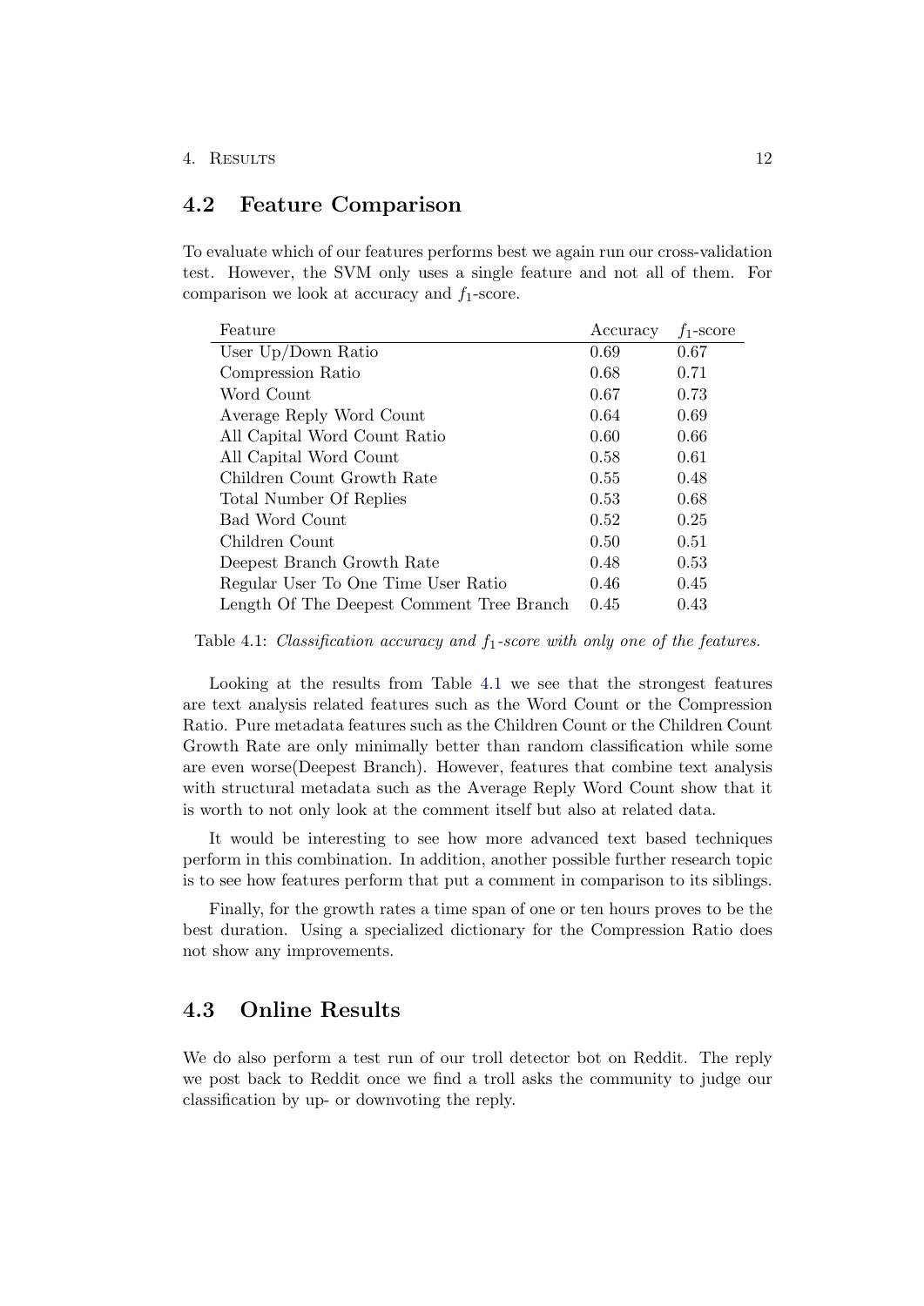## 4.2 Feature Comparison

To evaluate which of our features performs best we again run our cross-validation test. However, the SVM only uses a single feature and not all of them. For comparison we look at accuracy and $f_1$-score.

| Feature | Accuracy | $f_1$-score |
|---|---|---|
| User Up/Down Ratio | 0.69 | 0.67 |
| Compression Ratio | 0.68 | 0.71 |
| Word Count | 0.67 | 0.73 |
| Average Reply Word Count | 0.64 | 0.69 |
| All Capital Word Count Ratio | 0.60 | 0.66 |
| All Capital Word Count | 0.58 | 0.61 |
| Children Count Growth Rate | 0.55 | 0.48 |
| Total Number Of Replies | 0.53 | 0.68 |
| Bad Word Count | 0.52 | 0.25 |
| Children Count | 0.50 | 0.51 |
| Deepest Branch Growth Rate | 0.48 | 0.53 |
| Regular User To One Time User Ratio | 0.46 | 0.45 |
| Length Of The Deepest Comment Tree Branch | 0.45 | 0.43 |

Table 4.1: *Classification accuracy and $f_1$-score with only one of the features.*

Looking at the results from Table 4.1 we see that the strongest features are text analysis related features such as the Word Count or the Compression Ratio. Pure metadata features such as the Children Count or the Children Count Growth Rate are only minimally better than random classification while some are even worse(Deepest Branch). However, features that combine text analysis with structural metadata such as the Average Reply Word Count show that it is worth to not only look at the comment itself but also at related data.

It would be interesting to see how more advanced text based techniques perform in this combination. In addition, another possible further research topic is to see how features perform that put a comment in comparison to its siblings.

Finally, for the growth rates a time span of one or ten hours proves to be the best duration. Using a specialized dictionary for the Compression Ratio does not show any improvements.

## 4.3 Online Results

We do also perform a test run of our troll detector bot on Reddit. The reply we post back to Reddit once we find a troll asks the community to judge our classification by up- or downvoting the reply.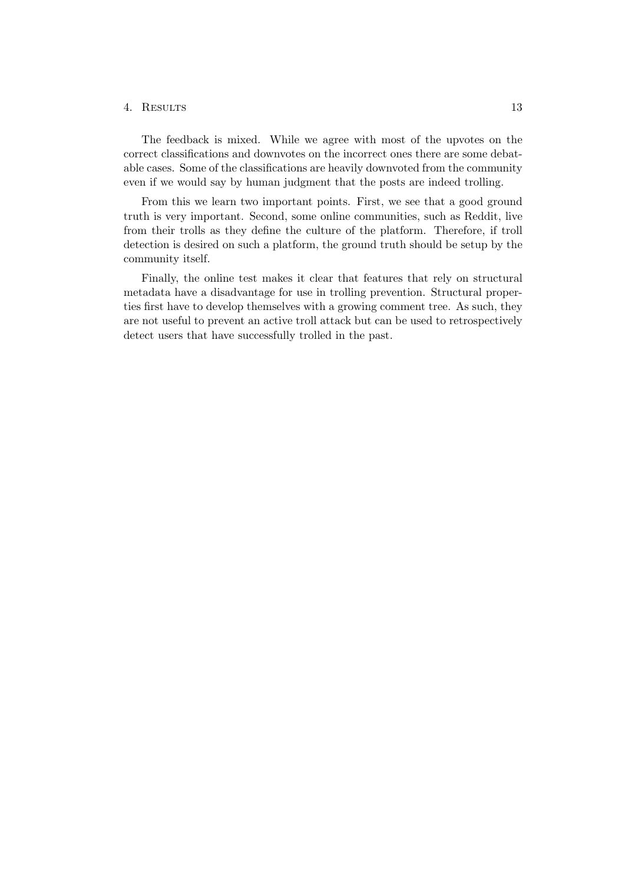The feedback is mixed. While we agree with most of the upvotes on the correct classifications and downvotes on the incorrect ones there are some debatable cases. Some of the classifications are heavily downvoted from the community even if we would say by human judgment that the posts are indeed trolling.

From this we learn two important points. First, we see that a good ground truth is very important. Second, some online communities, such as Reddit, live from their trolls as they define the culture of the platform. Therefore, if troll detection is desired on such a platform, the ground truth should be setup by the community itself.

Finally, the online test makes it clear that features that rely on structural metadata have a disadvantage for use in trolling prevention. Structural properties first have to develop themselves with a growing comment tree. As such, they are not useful to prevent an active troll attack but can be used to retrospectively detect users that have successfully trolled in the past.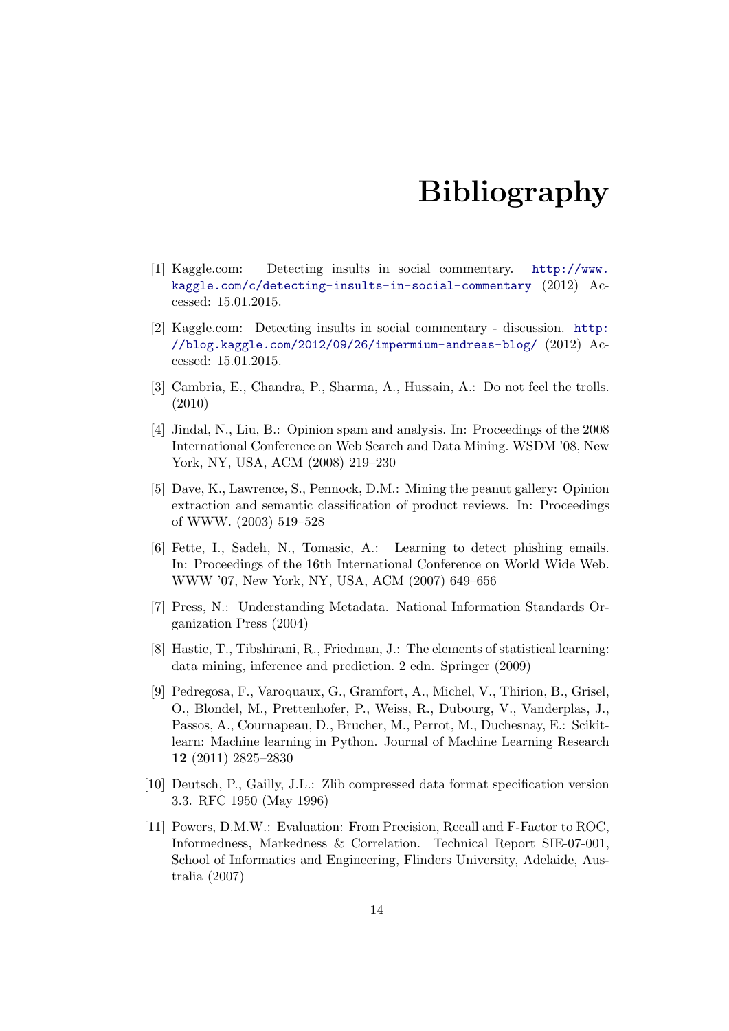# Bibliography

[1] Kaggle.com: Detecting insults in social commentary. http://www.kaggle.com/c/detecting-insults-in-social-commentary (2012) Accessed: 15.01.2015.

[2] Kaggle.com: Detecting insults in social commentary - discussion. http://blog.kaggle.com/2012/09/26/impermium-andreas-blog/ (2012) Accessed: 15.01.2015.

[3] Cambria, E., Chandra, P., Sharma, A., Hussain, A.: Do not feel the trolls. (2010)

[4] Jindal, N., Liu, B.: Opinion spam and analysis. In: Proceedings of the 2008 International Conference on Web Search and Data Mining. WSDM '08, New York, NY, USA, ACM (2008) 219–230

[5] Dave, K., Lawrence, S., Pennock, D.M.: Mining the peanut gallery: Opinion extraction and semantic classification of product reviews. In: Proceedings of WWW. (2003) 519–528

[6] Fette, I., Sadeh, N., Tomasic, A.: Learning to detect phishing emails. In: Proceedings of the 16th International Conference on World Wide Web. WWW '07, New York, NY, USA, ACM (2007) 649–656

[7] Press, N.: Understanding Metadata. National Information Standards Organization Press (2004)

[8] Hastie, T., Tibshirani, R., Friedman, J.: The elements of statistical learning: data mining, inference and prediction. 2 edn. Springer (2009)

[9] Pedregosa, F., Varoquaux, G., Gramfort, A., Michel, V., Thirion, B., Grisel, O., Blondel, M., Prettenhofer, P., Weiss, R., Dubourg, V., Vanderplas, J., Passos, A., Cournapeau, D., Brucher, M., Perrot, M., Duchesnay, E.: Scikit-learn: Machine learning in Python. Journal of Machine Learning Research **12** (2011) 2825–2830

[10] Deutsch, P., Gailly, J.L.: Zlib compressed data format specification version 3.3. RFC 1950 (May 1996)

[11] Powers, D.M.W.: Evaluation: From Precision, Recall and F-Factor to ROC, Informedness, Markedness & Correlation. Technical Report SIE-07-001, School of Informatics and Engineering, Flinders University, Adelaide, Australia (2007)